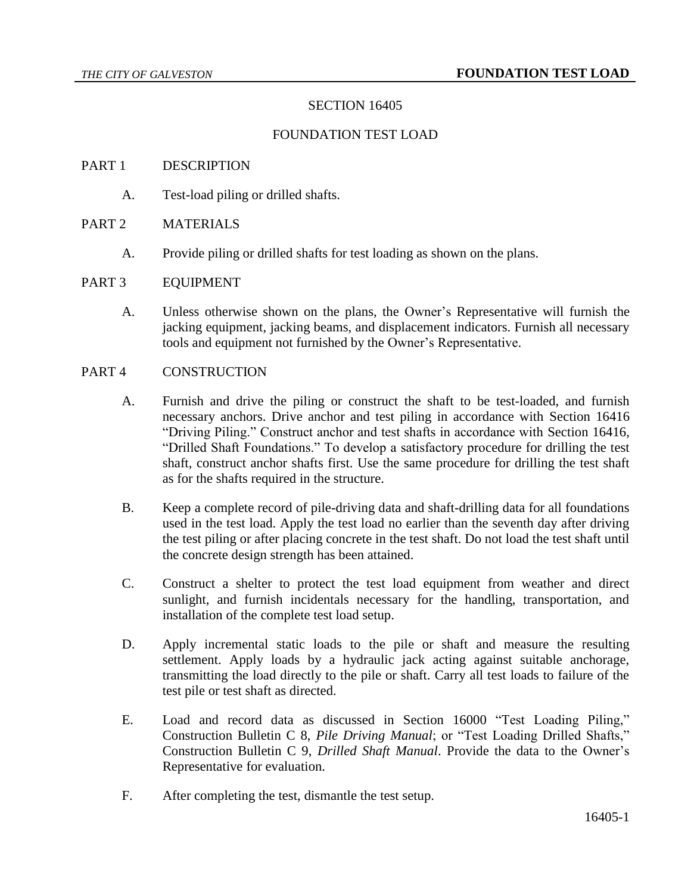# SECTION 16405

# FOUNDATION TEST LOAD

## PART 1 DESCRIPTION

A. Test-load piling or drilled shafts.

## PART 2 MATERIALS

A. Provide piling or drilled shafts for test loading as shown on the plans.

## PART 3 EQUIPMENT

A. Unless otherwise shown on the plans, the Owner's Representative will furnish the jacking equipment, jacking beams, and displacement indicators. Furnish all necessary tools and equipment not furnished by the Owner's Representative.

## PART 4 CONSTRUCTION

A. Furnish and drive the piling or construct the shaft to be test-loaded, and furnish necessary anchors. Drive anchor and test piling in accordance with Section 16416 "Driving Piling." Construct anchor and test shafts in accordance with Section 16416, "Drilled Shaft Foundations." To develop a satisfactory procedure for drilling the test shaft, construct anchor shafts first. Use the same procedure for drilling the test shaft as for the shafts required in the structure.

B. Keep a complete record of pile-driving data and shaft-drilling data for all foundations used in the test load. Apply the test load no earlier than the seventh day after driving the test piling or after placing concrete in the test shaft. Do not load the test shaft until the concrete design strength has been attained.

C. Construct a shelter to protect the test load equipment from weather and direct sunlight, and furnish incidentals necessary for the handling, transportation, and installation of the complete test load setup.

D. Apply incremental static loads to the pile or shaft and measure the resulting settlement. Apply loads by a hydraulic jack acting against suitable anchorage, transmitting the load directly to the pile or shaft. Carry all test loads to failure of the test pile or test shaft as directed.

E. Load and record data as discussed in Section 16000 "Test Loading Piling," Construction Bulletin C 8, *Pile Driving Manual*; or "Test Loading Drilled Shafts," Construction Bulletin C 9, *Drilled Shaft Manual*. Provide the data to the Owner's Representative for evaluation.

F. After completing the test, dismantle the test setup.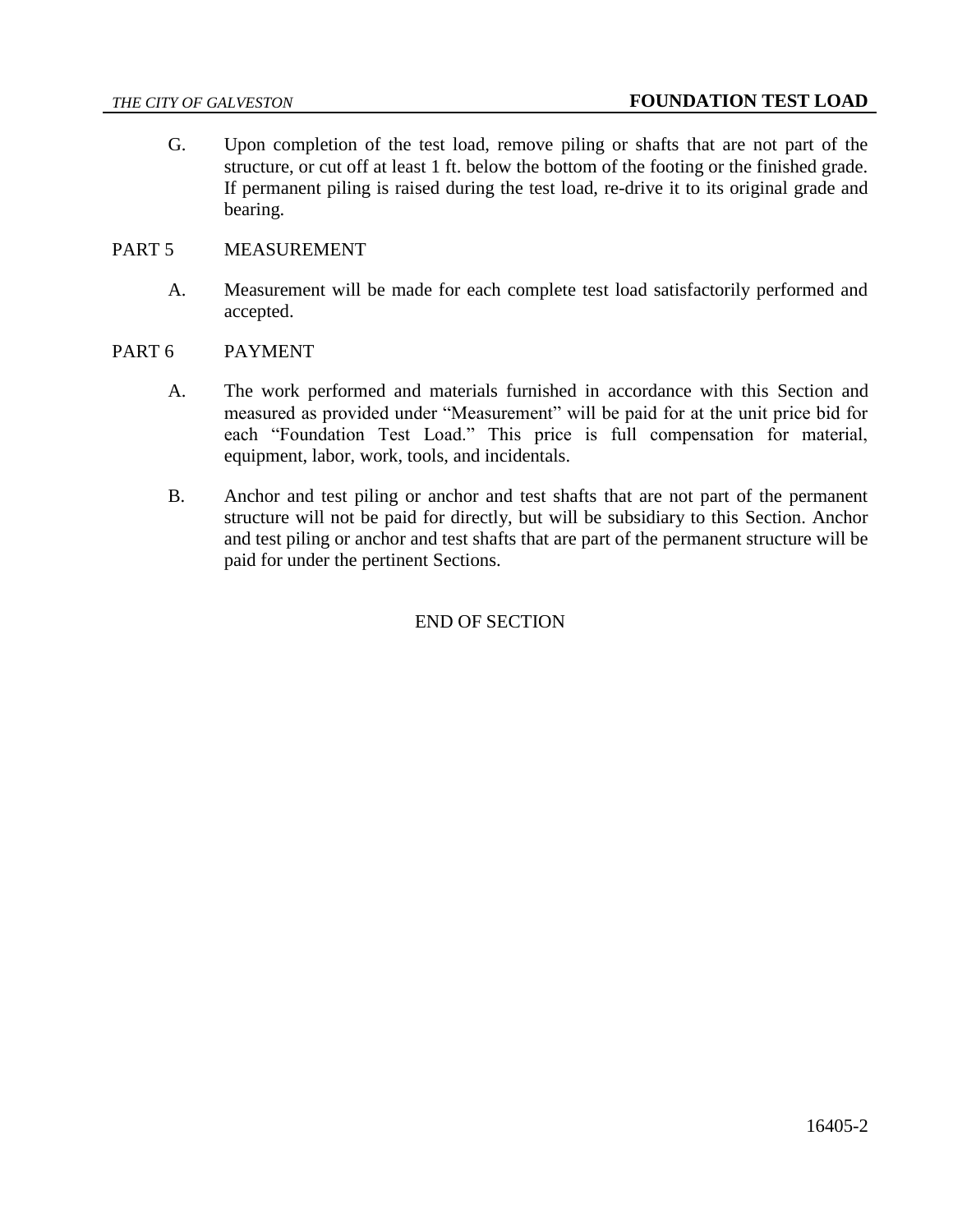G. Upon completion of the test load, remove piling or shafts that are not part of the structure, or cut off at least 1 ft. below the bottom of the footing or the finished grade. If permanent piling is raised during the test load, re-drive it to its original grade and bearing.

## PART 5 MEASUREMENT

A. Measurement will be made for each complete test load satisfactorily performed and accepted.

## PART 6 PAYMENT

A. The work performed and materials furnished in accordance with this Section and measured as provided under "Measurement" will be paid for at the unit price bid for each "Foundation Test Load." This price is full compensation for material, equipment, labor, work, tools, and incidentals.

B. Anchor and test piling or anchor and test shafts that are not part of the permanent structure will not be paid for directly, but will be subsidiary to this Section. Anchor and test piling or anchor and test shafts that are part of the permanent structure will be paid for under the pertinent Sections.

END OF SECTION